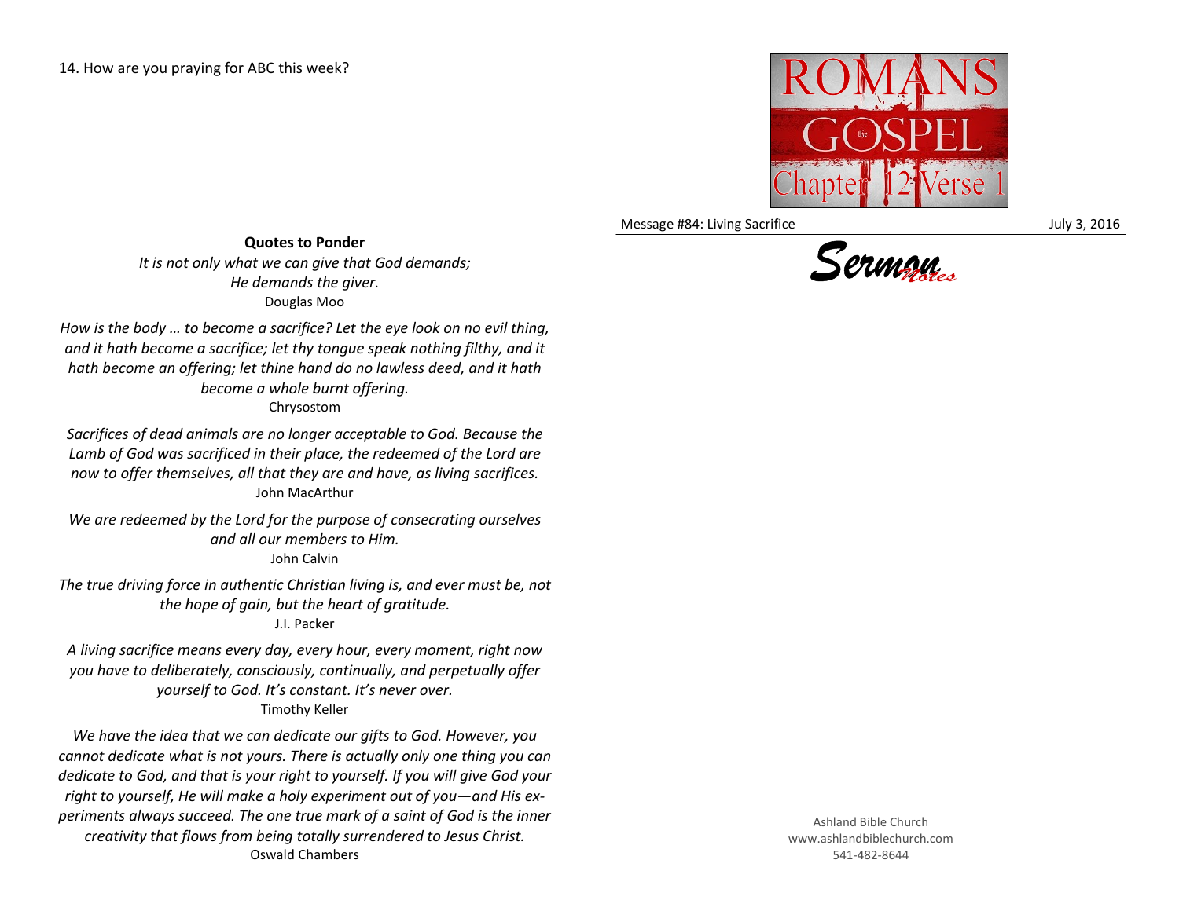14. How are you praying for ABC this week?

### Quotes to Ponder

*It is not only what we can give that God demands;
He demands the giver.*
Douglas Moo

*How is the body … to become a sacrifice? Let the eye look on no evil thing, and it hath become a sacrifice; let thy tongue speak nothing filthy, and it hath become an offering; let thine hand do no lawless deed, and it hath become a whole burnt offering.*
Chrysostom

*Sacrifices of dead animals are no longer acceptable to God. Because the Lamb of God was sacrificed in their place, the redeemed of the Lord are now to offer themselves, all that they are and have, as living sacrifices.*
John MacArthur

*We are redeemed by the Lord for the purpose of consecrating ourselves and all our members to Him.*
John Calvin

*The true driving force in authentic Christian living is, and ever must be, not the hope of gain, but the heart of gratitude.*
J.I. Packer

*A living sacrifice means every day, every hour, every moment, right now you have to deliberately, consciously, continually, and perpetually offer yourself to God. It's constant. It's never over.*
Timothy Keller

*We have the idea that we can dedicate our gifts to God. However, you cannot dedicate what is not yours. There is actually only one thing you can dedicate to God, and that is your right to yourself. If you will give God your right to yourself, He will make a holy experiment out of you—and His experiments always succeed. The one true mark of a saint of God is the inner creativity that flows from being totally surrendered to Jesus Christ.*
Oswald Chambers

ROMANS
the GOSPEL
Chapter 12 Verse 1

Message #84: Living Sacrifice — July 3, 2016

**Sermon Notes**

Ashland Bible Church
www.ashlandbiblechurch.com
541-482-8644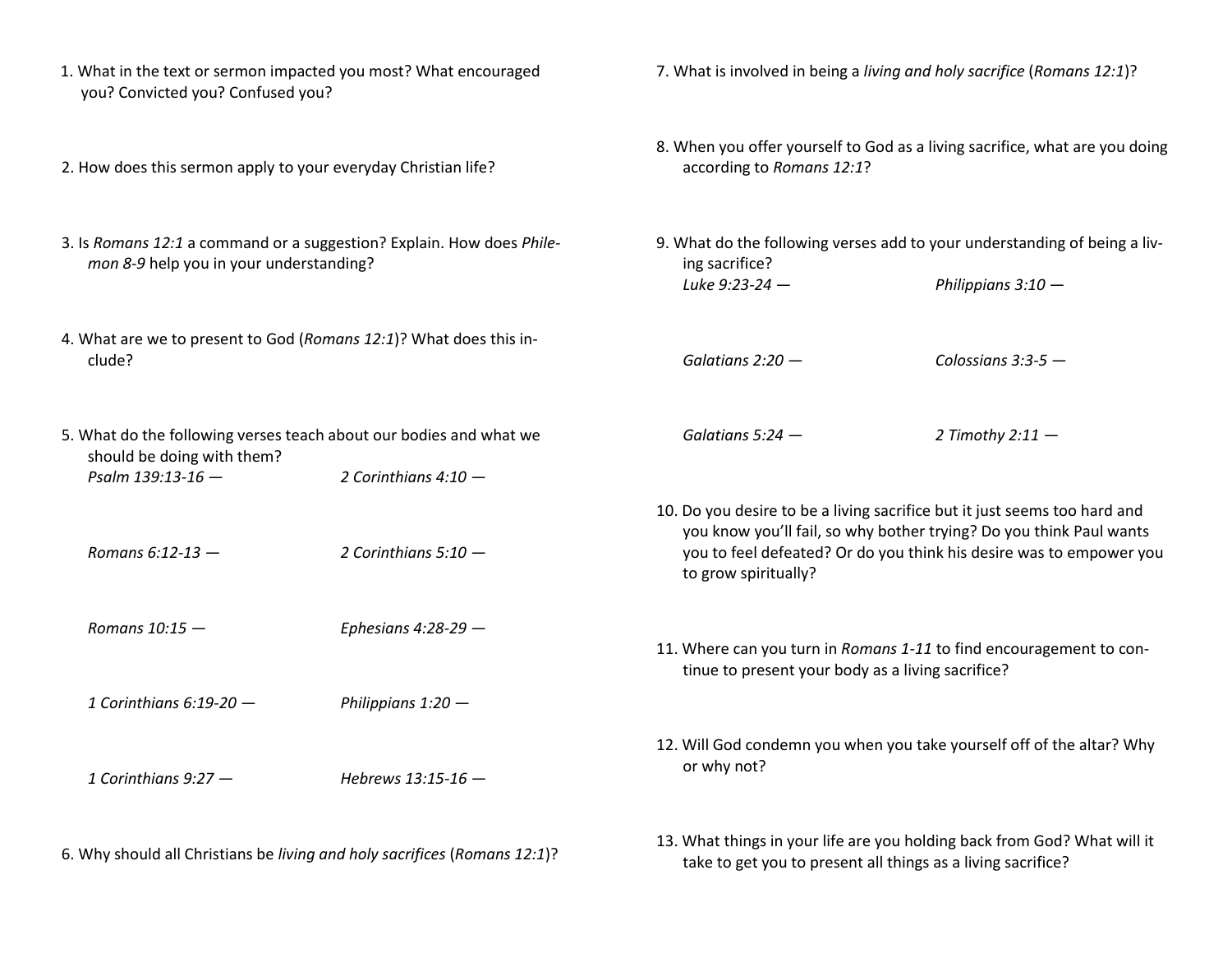1. What in the text or sermon impacted you most? What encouraged you? Convicted you? Confused you?

2. How does this sermon apply to your everyday Christian life?

3. Is *Romans 12:1* a command or a suggestion? Explain. How does *Philemon 8-9* help you in your understanding?

4. What are we to present to God (*Romans 12:1*)? What does this include?

5. What do the following verses teach about our bodies and what we should be doing with them?
   - *Psalm 139:13-16 —*
   - *2 Corinthians 4:10 —*
   - *Romans 6:12-13 —*
   - *2 Corinthians 5:10 —*
   - *Romans 10:15 —*
   - *Ephesians 4:28-29 —*
   - *1 Corinthians 6:19-20 —*
   - *Philippians 1:20 —*
   - *1 Corinthians 9:27 —*
   - *Hebrews 13:15-16 —*

6. Why should all Christians be *living and holy sacrifices* (*Romans 12:1*)?

7. What is involved in being a *living and holy sacrifice* (*Romans 12:1*)?

8. When you offer yourself to God as a living sacrifice, what are you doing according to *Romans 12:1*?

9. What do the following verses add to your understanding of being a living sacrifice?
   - *Luke 9:23-24 —*
   - *Philippians 3:10 —*
   - *Galatians 2:20 —*
   - *Colossians 3:3-5 —*
   - *Galatians 5:24 —*
   - *2 Timothy 2:11 —*

10. Do you desire to be a living sacrifice but it just seems too hard and you know you'll fail, so why bother trying? Do you think Paul wants you to feel defeated? Or do you think his desire was to empower you to grow spiritually?

11. Where can you turn in *Romans 1-11* to find encouragement to continue to present your body as a living sacrifice?

12. Will God condemn you when you take yourself off of the altar? Why or why not?

13. What things in your life are you holding back from God? What will it take to get you to present all things as a living sacrifice?